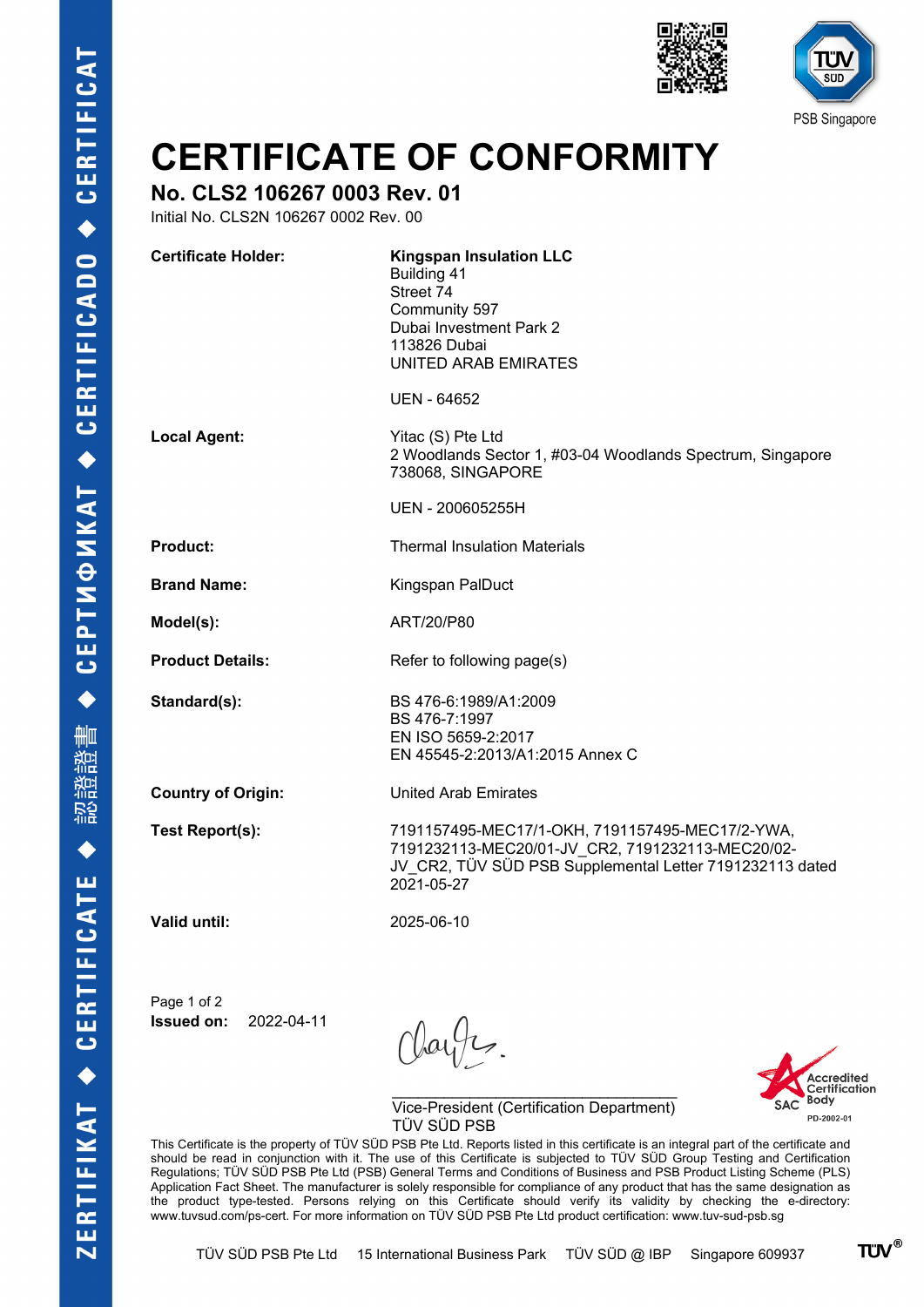PSB Singapore

# CERTIFICATE OF CONFORMITY

## No. CLS2 106267 0003 Rev. 01

Initial No. CLS2N 106267 0002 Rev. 00

| | |
|---|---|
| **Certificate Holder:** | **Kingspan Insulation LLC**<br>Building 41<br>Street 74<br>Community 597<br>Dubai Investment Park 2<br>113826 Dubai<br>UNITED ARAB EMIRATES<br><br>UEN - 64652 |
| **Local Agent:** | Yitac (S) Pte Ltd<br>2 Woodlands Sector 1, #03-04 Woodlands Spectrum, Singapore 738068, SINGAPORE<br><br>UEN - 200605255H |
| **Product:** | Thermal Insulation Materials |
| **Brand Name:** | Kingspan PalDuct |
| **Model(s):** | ART/20/P80 |
| **Product Details:** | Refer to following page(s) |
| **Standard(s):** | BS 476-6:1989/A1:2009<br>BS 476-7:1997<br>EN ISO 5659-2:2017<br>EN 45545-2:2013/A1:2015 Annex C |
| **Country of Origin:** | United Arab Emirates |
| **Test Report(s):** | 7191157495-MEC17/1-OKH, 7191157495-MEC17/2-YWA, 7191232113-MEC20/01-JV_CR2, 7191232113-MEC20/02-JV_CR2, TÜV SÜD PSB Supplemental Letter 7191232113 dated 2021-05-27 |
| **Valid until:** | 2025-06-10 |

**Issued on:** 2022-04-11

Vice-President (Certification Department)
TÜV SÜD PSB

Accredited Certification Body
SAC
PD-2002-01

This Certificate is the property of TÜV SÜD PSB Pte Ltd. Reports listed in this certificate is an integral part of the certificate and should be read in conjunction with it. The use of this Certificate is subjected to TÜV SÜD Group Testing and Certification Regulations; TÜV SÜD PSB Pte Ltd (PSB) General Terms and Conditions of Business and PSB Product Listing Scheme (PLS) Application Fact Sheet. The manufacturer is solely responsible for compliance of any product that has the same designation as the product type-tested. Persons relying on this Certificate should verify its validity by checking the e-directory: www.tuvsud.com/ps-cert. For more information on TÜV SÜD PSB Pte Ltd product certification: www.tuv-sud-psb.sg

TÜV SÜD PSB Pte Ltd 15 International Business Park TÜV SÜD @ IBP Singapore 609937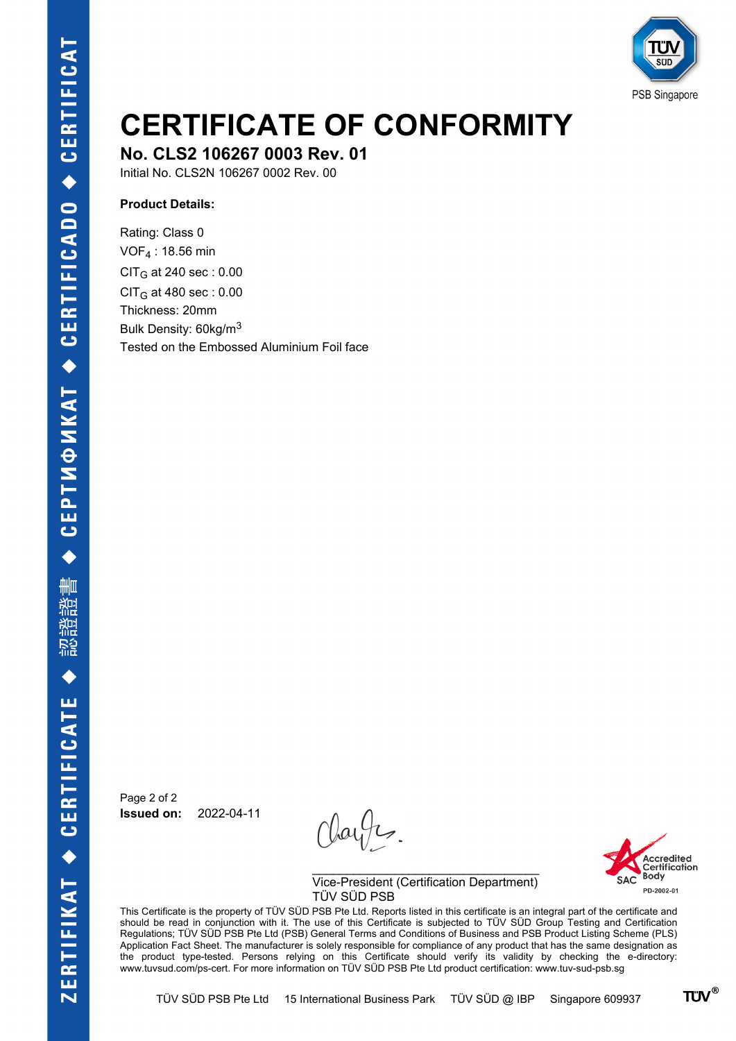PSB Singapore

# CERTIFICATE OF CONFORMITY

## No. CLS2 106267 0003 Rev. 01

Initial No. CLS2N 106267 0002 Rev. 00

**Product Details:**

Rating: Class 0

$VOF_4$ : 18.56 min

$CIT_G$ at 240 sec : 0.00

$CIT_G$ at 480 sec : 0.00

Thickness: 20mm

Bulk Density: 60kg/$m^3$

Tested on the Embossed Aluminium Foil face

**Issued on:** 2022-04-11

Vice-President (Certification Department)
TÜV SÜD PSB

Accredited Certification Body
SAC
PD-2002-01

This Certificate is the property of TÜV SÜD PSB Pte Ltd. Reports listed in this certificate is an integral part of the certificate and should be read in conjunction with it. The use of this Certificate is subjected to TÜV SÜD Group Testing and Certification Regulations; TÜV SÜD PSB Pte Ltd (PSB) General Terms and Conditions of Business and PSB Product Listing Scheme (PLS) Application Fact Sheet. The manufacturer is solely responsible for compliance of any product that has the same designation as the product type-tested. Persons relying on this Certificate should verify its validity by checking the e-directory: www.tuvsud.com/ps-cert. For more information on TÜV SÜD PSB Pte Ltd product certification: www.tuv-sud-psb.sg

TÜV SÜD PSB Pte Ltd 15 International Business Park TÜV SÜD @ IBP Singapore 609937